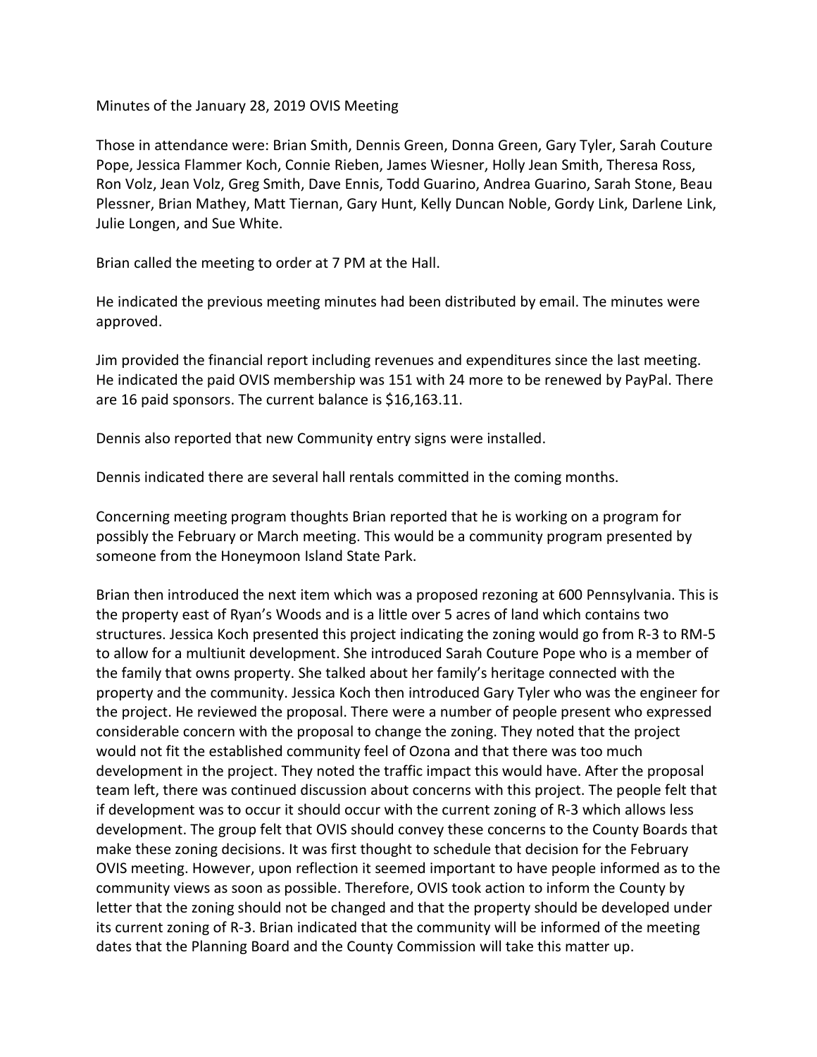Minutes of the January 28, 2019 OVIS Meeting

Those in attendance were: Brian Smith, Dennis Green, Donna Green, Gary Tyler, Sarah Couture Pope, Jessica Flammer Koch, Connie Rieben, James Wiesner, Holly Jean Smith, Theresa Ross, Ron Volz, Jean Volz, Greg Smith, Dave Ennis, Todd Guarino, Andrea Guarino, Sarah Stone, Beau Plessner, Brian Mathey, Matt Tiernan, Gary Hunt, Kelly Duncan Noble, Gordy Link, Darlene Link, Julie Longen, and Sue White.

Brian called the meeting to order at 7 PM at the Hall.

He indicated the previous meeting minutes had been distributed by email. The minutes were approved.

Jim provided the financial report including revenues and expenditures since the last meeting. He indicated the paid OVIS membership was 151 with 24 more to be renewed by PayPal. There are 16 paid sponsors. The current balance is $16,163.11.

Dennis also reported that new Community entry signs were installed.

Dennis indicated there are several hall rentals committed in the coming months.

Concerning meeting program thoughts Brian reported that he is working on a program for possibly the February or March meeting. This would be a community program presented by someone from the Honeymoon Island State Park.

Brian then introduced the next item which was a proposed rezoning at 600 Pennsylvania. This is the property east of Ryan's Woods and is a little over 5 acres of land which contains two structures. Jessica Koch presented this project indicating the zoning would go from R-3 to RM-5 to allow for a multiunit development. She introduced Sarah Couture Pope who is a member of the family that owns property. She talked about her family's heritage connected with the property and the community. Jessica Koch then introduced Gary Tyler who was the engineer for the project. He reviewed the proposal. There were a number of people present who expressed considerable concern with the proposal to change the zoning. They noted that the project would not fit the established community feel of Ozona and that there was too much development in the project. They noted the traffic impact this would have. After the proposal team left, there was continued discussion about concerns with this project. The people felt that if development was to occur it should occur with the current zoning of R-3 which allows less development. The group felt that OVIS should convey these concerns to the County Boards that make these zoning decisions. It was first thought to schedule that decision for the February OVIS meeting. However, upon reflection it seemed important to have people informed as to the community views as soon as possible. Therefore, OVIS took action to inform the County by letter that the zoning should not be changed and that the property should be developed under its current zoning of R-3. Brian indicated that the community will be informed of the meeting dates that the Planning Board and the County Commission will take this matter up.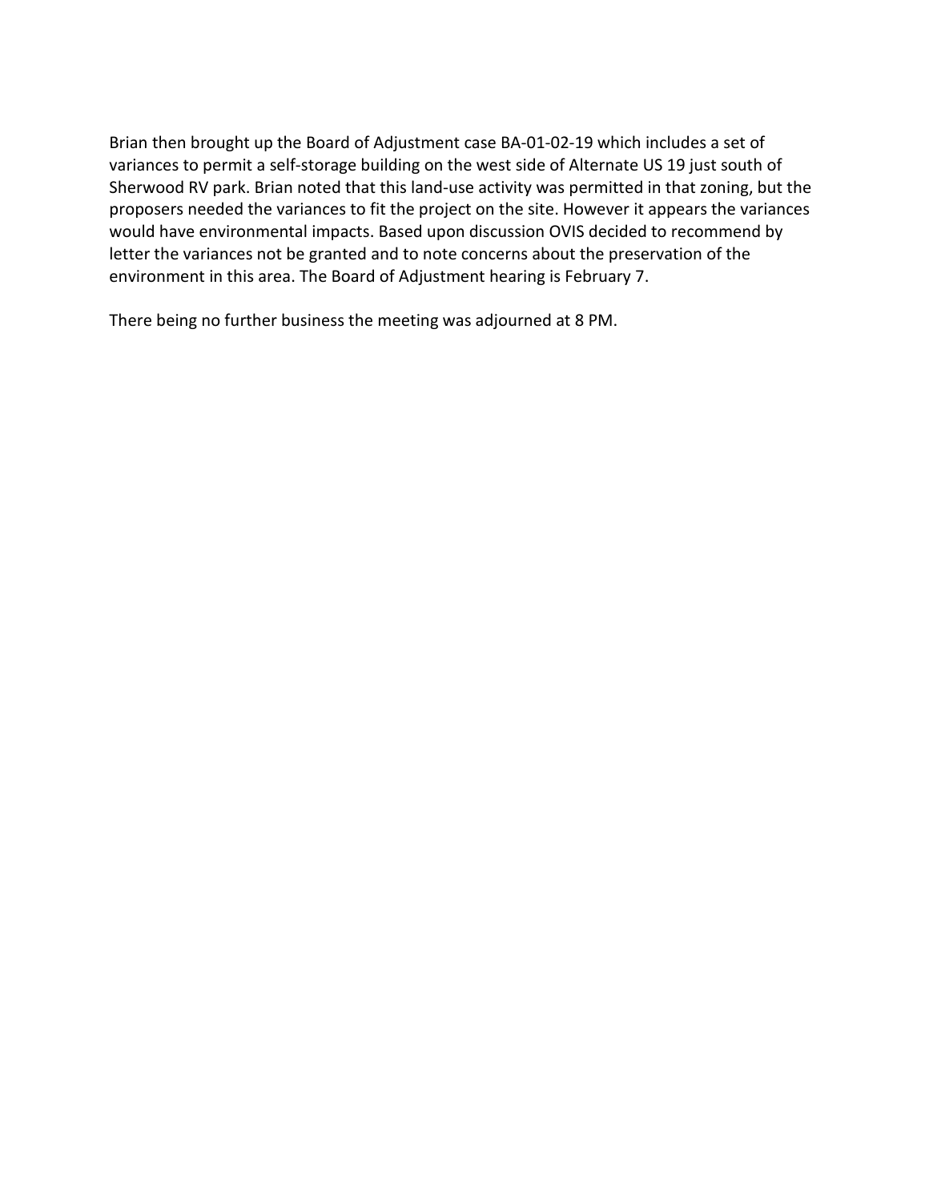Brian then brought up the Board of Adjustment case BA-01-02-19 which includes a set of variances to permit a self-storage building on the west side of Alternate US 19 just south of Sherwood RV park. Brian noted that this land-use activity was permitted in that zoning, but the proposers needed the variances to fit the project on the site. However it appears the variances would have environmental impacts. Based upon discussion OVIS decided to recommend by letter the variances not be granted and to note concerns about the preservation of the environment in this area. The Board of Adjustment hearing is February 7.

There being no further business the meeting was adjourned at 8 PM.